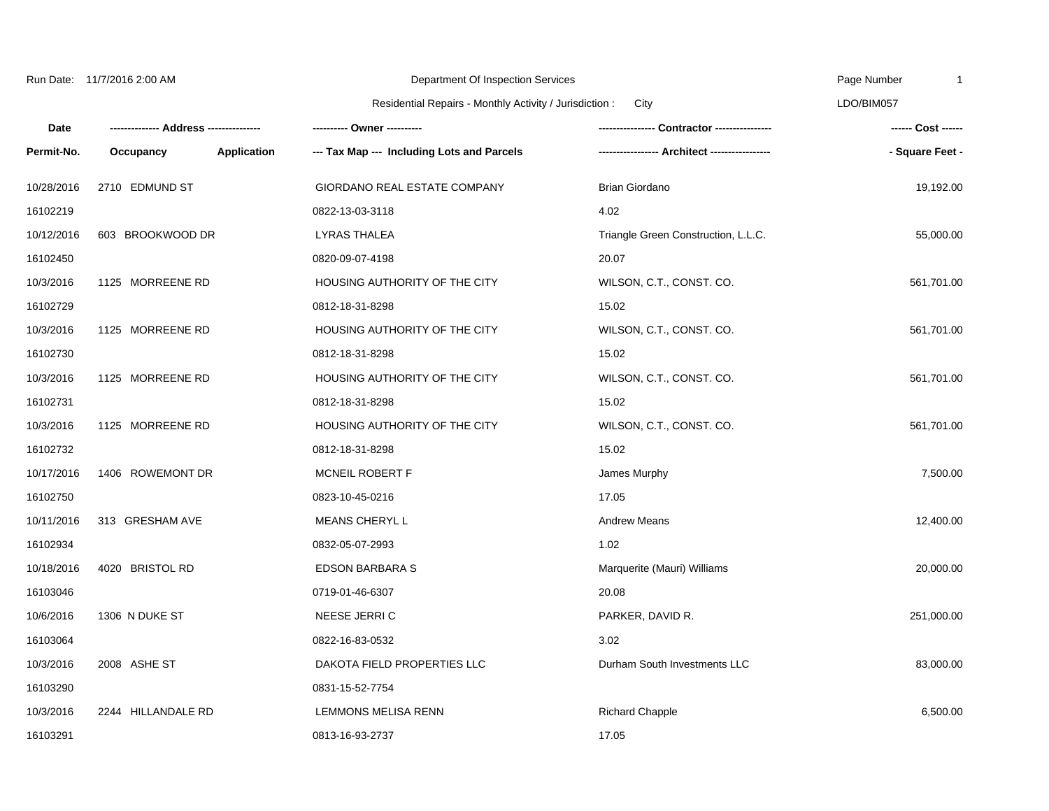Run Date: 11/7/2016 2:00 AM

Department Of Inspection Services

Residential Repairs - Monthly Activity / Jurisdiction : City

LDO/BIM057

| Date | ------------- Address -------------- | | ---------- Owner ---------- | --------------- Contractor --------------- | ------ Cost ------ |
|---|---|---|---|---|---|
| Permit-No. | Occupancy | Application | --- Tax Map --- Including Lots and Parcels | ---------------- Architect ---------------- | - Square Feet - |
| 10/28/2016 | 2710 EDMUND ST | | GIORDANO REAL ESTATE COMPANY | Brian Giordano | 19,192.00 |
| 16102219 | | | 0822-13-03-3118 | 4.02 | |
| 10/12/2016 | 603 BROOKWOOD DR | | LYRAS THALEA | Triangle Green Construction, L.L.C. | 55,000.00 |
| 16102450 | | | 0820-09-07-4198 | 20.07 | |
| 10/3/2016 | 1125 MORREENE RD | | HOUSING AUTHORITY OF THE CITY | WILSON, C.T., CONST. CO. | 561,701.00 |
| 16102729 | | | 0812-18-31-8298 | 15.02 | |
| 10/3/2016 | 1125 MORREENE RD | | HOUSING AUTHORITY OF THE CITY | WILSON, C.T., CONST. CO. | 561,701.00 |
| 16102730 | | | 0812-18-31-8298 | 15.02 | |
| 10/3/2016 | 1125 MORREENE RD | | HOUSING AUTHORITY OF THE CITY | WILSON, C.T., CONST. CO. | 561,701.00 |
| 16102731 | | | 0812-18-31-8298 | 15.02 | |
| 10/3/2016 | 1125 MORREENE RD | | HOUSING AUTHORITY OF THE CITY | WILSON, C.T., CONST. CO. | 561,701.00 |
| 16102732 | | | 0812-18-31-8298 | 15.02 | |
| 10/17/2016 | 1406 ROWEMONT DR | | MCNEIL ROBERT F | James Murphy | 7,500.00 |
| 16102750 | | | 0823-10-45-0216 | 17.05 | |
| 10/11/2016 | 313 GRESHAM AVE | | MEANS CHERYL L | Andrew Means | 12,400.00 |
| 16102934 | | | 0832-05-07-2993 | 1.02 | |
| 10/18/2016 | 4020 BRISTOL RD | | EDSON BARBARA S | Marquerite (Mauri) Williams | 20,000.00 |
| 16103046 | | | 0719-01-46-6307 | 20.08 | |
| 10/6/2016 | 1306 N DUKE ST | | NEESE JERRI C | PARKER, DAVID R. | 251,000.00 |
| 16103064 | | | 0822-16-83-0532 | 3.02 | |
| 10/3/2016 | 2008 ASHE ST | | DAKOTA FIELD PROPERTIES LLC | Durham South Investments LLC | 83,000.00 |
| 16103290 | | | 0831-15-52-7754 | | |
| 10/3/2016 | 2244 HILLANDALE RD | | LEMMONS MELISA RENN | Richard Chapple | 6,500.00 |
| 16103291 | | | 0813-16-93-2737 | 17.05 | |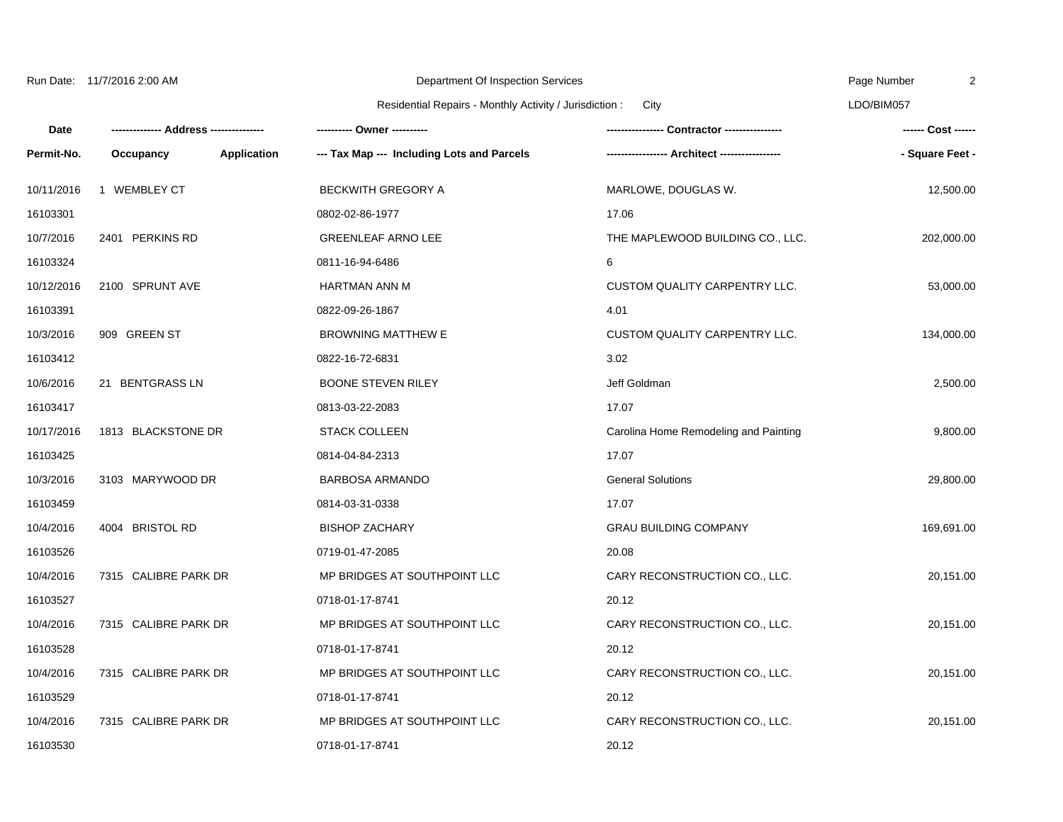Run Date: 11/7/2016 2:00 AM

Department Of Inspection Services

Residential Repairs - Monthly Activity / Jurisdiction : City

LDO/BIM057

| Date | ------------- Address -------------- | | ---------- Owner ---------- | --------------- Contractor --------------- | ------ Cost ------ |
|---|---|---|---|---|---|
| Permit-No. | Occupancy | Application | --- Tax Map --- Including Lots and Parcels | ---------------- Architect ---------------- | - Square Feet - |
| 10/11/2016 | 1 WEMBLEY CT | | BECKWITH GREGORY A | MARLOWE, DOUGLAS W. | 12,500.00 |
| 16103301 | | | 0802-02-86-1977 | 17.06 | |
| 10/7/2016 | 2401 PERKINS RD | | GREENLEAF ARNO LEE | THE MAPLEWOOD BUILDING CO., LLC. | 202,000.00 |
| 16103324 | | | 0811-16-94-6486 | 6 | |
| 10/12/2016 | 2100 SPRUNT AVE | | HARTMAN ANN M | CUSTOM QUALITY CARPENTRY LLC. | 53,000.00 |
| 16103391 | | | 0822-09-26-1867 | 4.01 | |
| 10/3/2016 | 909 GREEN ST | | BROWNING MATTHEW E | CUSTOM QUALITY CARPENTRY LLC. | 134,000.00 |
| 16103412 | | | 0822-16-72-6831 | 3.02 | |
| 10/6/2016 | 21 BENTGRASS LN | | BOONE STEVEN RILEY | Jeff Goldman | 2,500.00 |
| 16103417 | | | 0813-03-22-2083 | 17.07 | |
| 10/17/2016 | 1813 BLACKSTONE DR | | STACK COLLEEN | Carolina Home Remodeling and Painting | 9,800.00 |
| 16103425 | | | 0814-04-84-2313 | 17.07 | |
| 10/3/2016 | 3103 MARYWOOD DR | | BARBOSA ARMANDO | General Solutions | 29,800.00 |
| 16103459 | | | 0814-03-31-0338 | 17.07 | |
| 10/4/2016 | 4004 BRISTOL RD | | BISHOP ZACHARY | GRAU BUILDING COMPANY | 169,691.00 |
| 16103526 | | | 0719-01-47-2085 | 20.08 | |
| 10/4/2016 | 7315 CALIBRE PARK DR | | MP BRIDGES AT SOUTHPOINT LLC | CARY RECONSTRUCTION CO., LLC. | 20,151.00 |
| 16103527 | | | 0718-01-17-8741 | 20.12 | |
| 10/4/2016 | 7315 CALIBRE PARK DR | | MP BRIDGES AT SOUTHPOINT LLC | CARY RECONSTRUCTION CO., LLC. | 20,151.00 |
| 16103528 | | | 0718-01-17-8741 | 20.12 | |
| 10/4/2016 | 7315 CALIBRE PARK DR | | MP BRIDGES AT SOUTHPOINT LLC | CARY RECONSTRUCTION CO., LLC. | 20,151.00 |
| 16103529 | | | 0718-01-17-8741 | 20.12 | |
| 10/4/2016 | 7315 CALIBRE PARK DR | | MP BRIDGES AT SOUTHPOINT LLC | CARY RECONSTRUCTION CO., LLC. | 20,151.00 |
| 16103530 | | | 0718-01-17-8741 | 20.12 | |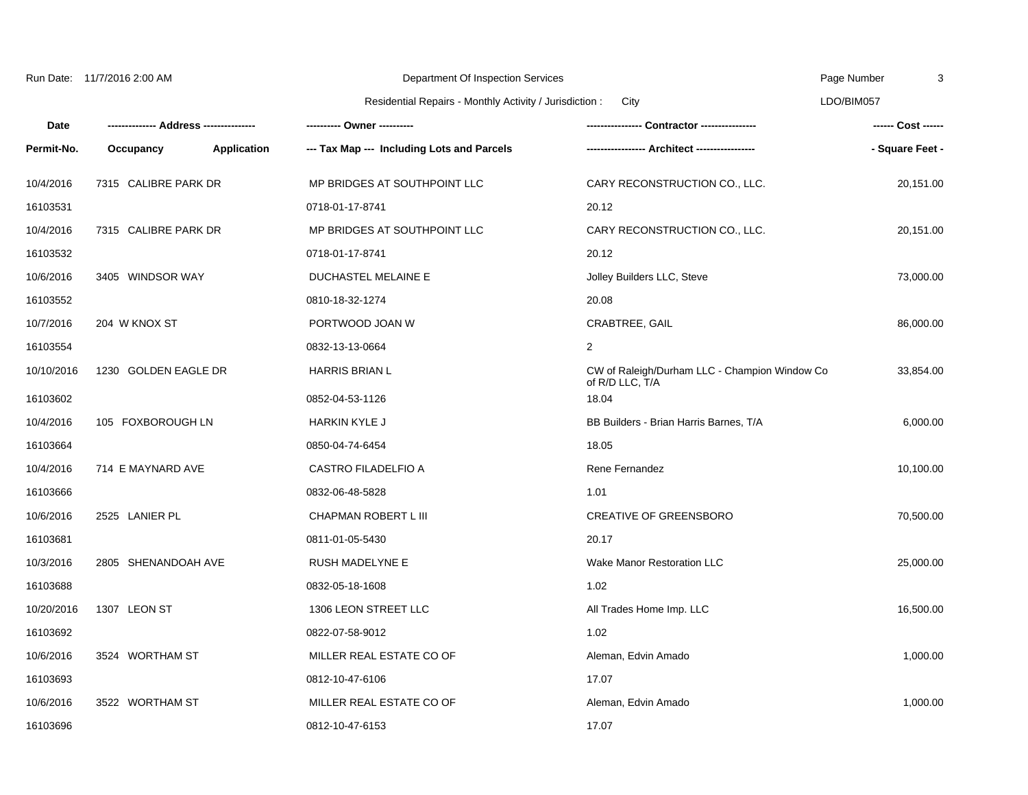Run Date: 11/7/2016 2:00 AM

Department Of Inspection Services

Residential Repairs - Monthly Activity / Jurisdiction : City

LDO/BIM057

| Date / Permit-No. | Address / Occupancy / Application | Owner / Tax Map --- Including Lots and Parcels | Contractor / Architect | Cost / Square Feet |
|---|---|---|---|---|
| 10/4/2016 | 7315 CALIBRE PARK DR | MP BRIDGES AT SOUTHPOINT LLC | CARY RECONSTRUCTION CO., LLC. | 20,151.00 |
| 16103531 | | 0718-01-17-8741 | 20.12 | |
| 10/4/2016 | 7315 CALIBRE PARK DR | MP BRIDGES AT SOUTHPOINT LLC | CARY RECONSTRUCTION CO., LLC. | 20,151.00 |
| 16103532 | | 0718-01-17-8741 | 20.12 | |
| 10/6/2016 | 3405 WINDSOR WAY | DUCHASTEL MELAINE E | Jolley Builders LLC, Steve | 73,000.00 |
| 16103552 | | 0810-18-32-1274 | 20.08 | |
| 10/7/2016 | 204 W KNOX ST | PORTWOOD JOAN W | CRABTREE, GAIL | 86,000.00 |
| 16103554 | | 0832-13-13-0664 | 2 | |
| 10/10/2016 | 1230 GOLDEN EAGLE DR | HARRIS BRIAN L | CW of Raleigh/Durham LLC - Champion Window Co of R/D LLC, T/A | 33,854.00 |
| 16103602 | | 0852-04-53-1126 | 18.04 | |
| 10/4/2016 | 105 FOXBOROUGH LN | HARKIN KYLE J | BB Builders - Brian Harris Barnes, T/A | 6,000.00 |
| 16103664 | | 0850-04-74-6454 | 18.05 | |
| 10/4/2016 | 714 E MAYNARD AVE | CASTRO FILADELFIO A | Rene Fernandez | 10,100.00 |
| 16103666 | | 0832-06-48-5828 | 1.01 | |
| 10/6/2016 | 2525 LANIER PL | CHAPMAN ROBERT L III | CREATIVE OF GREENSBORO | 70,500.00 |
| 16103681 | | 0811-01-05-5430 | 20.17 | |
| 10/3/2016 | 2805 SHENANDOAH AVE | RUSH MADELYNE E | Wake Manor Restoration LLC | 25,000.00 |
| 16103688 | | 0832-05-18-1608 | 1.02 | |
| 10/20/2016 | 1307 LEON ST | 1306 LEON STREET LLC | All Trades Home Imp. LLC | 16,500.00 |
| 16103692 | | 0822-07-58-9012 | 1.02 | |
| 10/6/2016 | 3524 WORTHAM ST | MILLER REAL ESTATE CO OF | Aleman, Edvin Amado | 1,000.00 |
| 16103693 | | 0812-10-47-6106 | 17.07 | |
| 10/6/2016 | 3522 WORTHAM ST | MILLER REAL ESTATE CO OF | Aleman, Edvin Amado | 1,000.00 |
| 16103696 | | 0812-10-47-6153 | 17.07 | |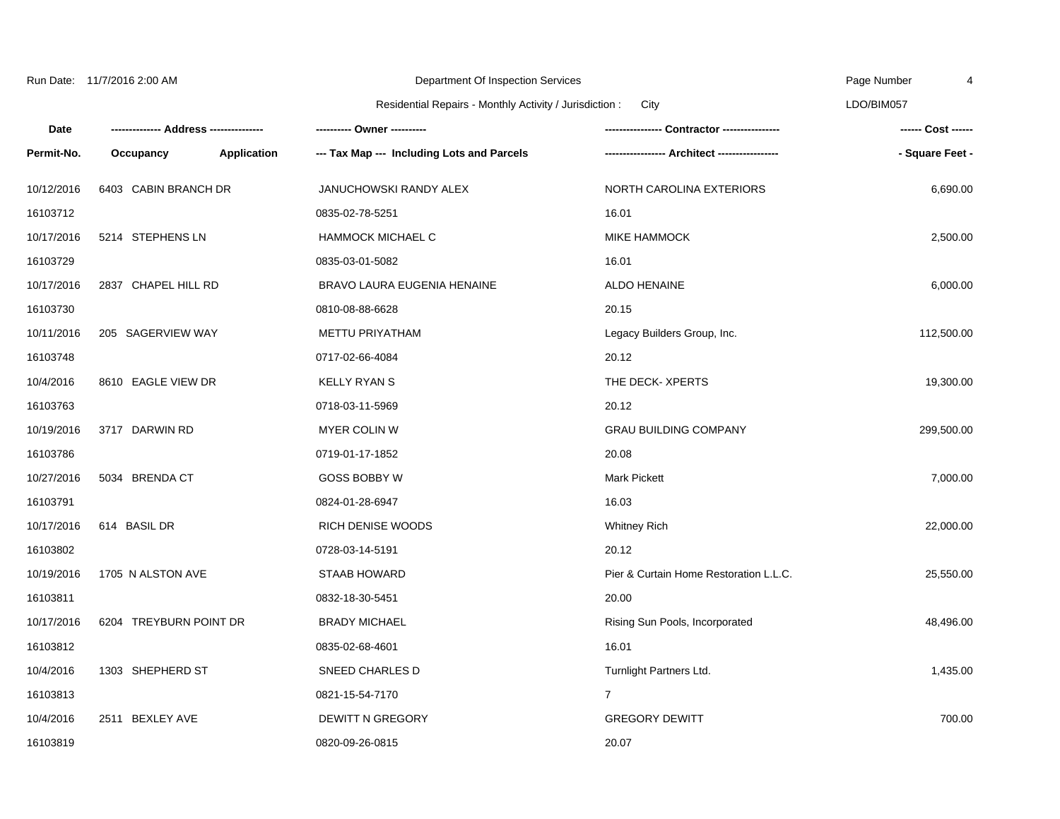Department Of Inspection Services

Residential Repairs - Monthly Activity / Jurisdiction : City

| Date | ------------- Address -------------- | | ---------- Owner ---------- | --------------- Contractor --------------- | ------ Cost ------ |
|---|---|---|---|---|---|
| Permit-No. | Occupancy | Application | --- Tax Map --- Including Lots and Parcels | ---------------- Architect ---------------- | - Square Feet - |
| 10/12/2016 | 6403 CABIN BRANCH DR | | JANUCHOWSKI RANDY ALEX | NORTH CAROLINA EXTERIORS | 6,690.00 |
| 16103712 | | | 0835-02-78-5251 | 16.01 | |
| 10/17/2016 | 5214 STEPHENS LN | | HAMMOCK MICHAEL C | MIKE HAMMOCK | 2,500.00 |
| 16103729 | | | 0835-03-01-5082 | 16.01 | |
| 10/17/2016 | 2837 CHAPEL HILL RD | | BRAVO LAURA EUGENIA HENAINE | ALDO HENAINE | 6,000.00 |
| 16103730 | | | 0810-08-88-6628 | 20.15 | |
| 10/11/2016 | 205 SAGERVIEW WAY | | METTU PRIYATHAM | Legacy Builders Group, Inc. | 112,500.00 |
| 16103748 | | | 0717-02-66-4084 | 20.12 | |
| 10/4/2016 | 8610 EAGLE VIEW DR | | KELLY RYAN S | THE DECK- XPERTS | 19,300.00 |
| 16103763 | | | 0718-03-11-5969 | 20.12 | |
| 10/19/2016 | 3717 DARWIN RD | | MYER COLIN W | GRAU BUILDING COMPANY | 299,500.00 |
| 16103786 | | | 0719-01-17-1852 | 20.08 | |
| 10/27/2016 | 5034 BRENDA CT | | GOSS BOBBY W | Mark Pickett | 7,000.00 |
| 16103791 | | | 0824-01-28-6947 | 16.03 | |
| 10/17/2016 | 614 BASIL DR | | RICH DENISE WOODS | Whitney Rich | 22,000.00 |
| 16103802 | | | 0728-03-14-5191 | 20.12 | |
| 10/19/2016 | 1705 N ALSTON AVE | | STAAB HOWARD | Pier & Curtain Home Restoration L.L.C. | 25,550.00 |
| 16103811 | | | 0832-18-30-5451 | 20.00 | |
| 10/17/2016 | 6204 TREYBURN POINT DR | | BRADY MICHAEL | Rising Sun Pools, Incorporated | 48,496.00 |
| 16103812 | | | 0835-02-68-4601 | 16.01 | |
| 10/4/2016 | 1303 SHEPHERD ST | | SNEED CHARLES D | Turnlight Partners Ltd. | 1,435.00 |
| 16103813 | | | 0821-15-54-7170 | 7 | |
| 10/4/2016 | 2511 BEXLEY AVE | | DEWITT N GREGORY | GREGORY DEWITT | 700.00 |
| 16103819 | | | 0820-09-26-0815 | 20.07 | |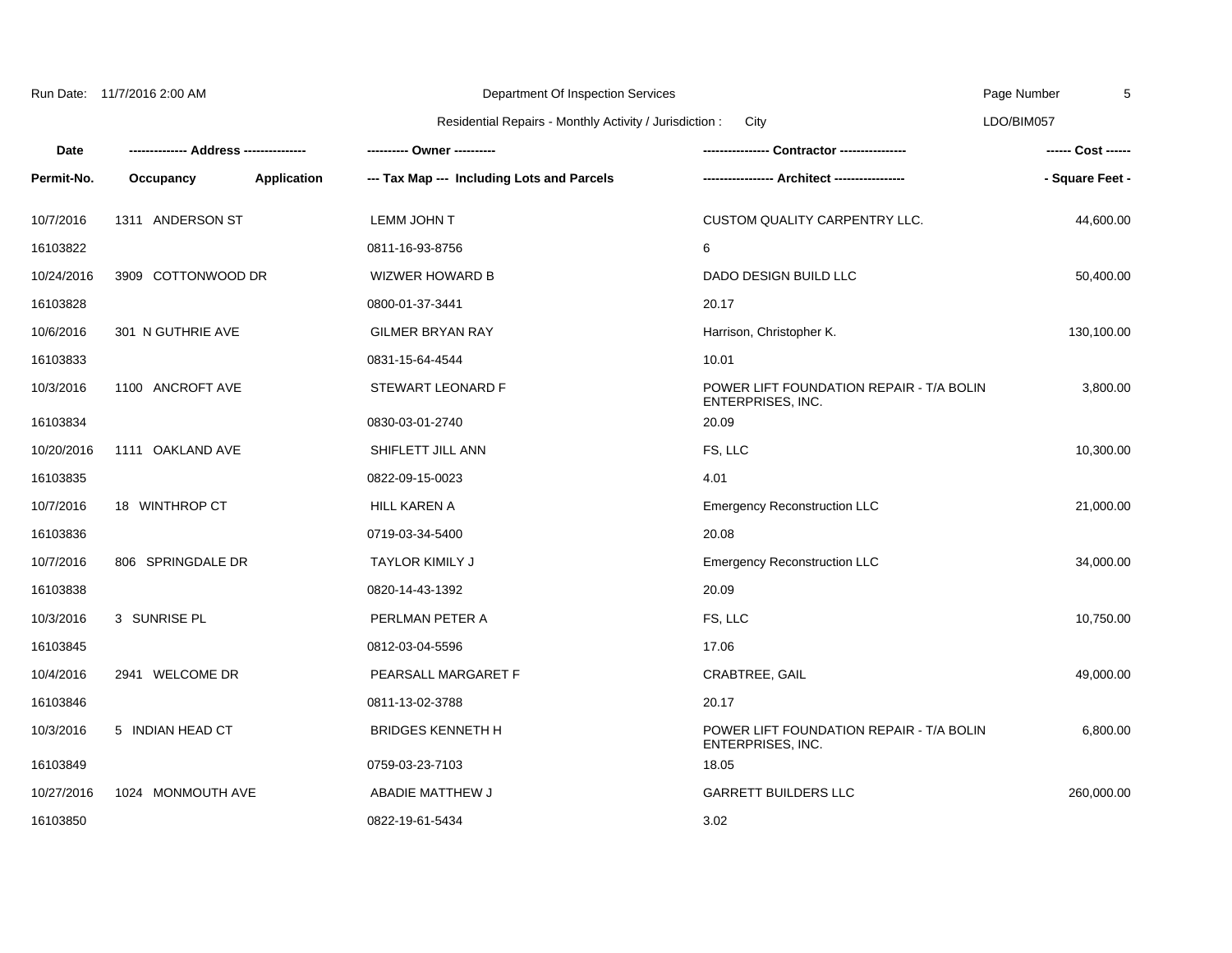Run Date: 11/7/2016 2:00 AM

Department Of Inspection Services

Residential Repairs - Monthly Activity / Jurisdiction : City

LDO/BIM057

| Date / Permit-No. | Address / Occupancy / Application | Owner / Tax Map --- Including Lots and Parcels | Contractor / Architect | Cost / Square Feet |
|---|---|---|---|---|
| 10/7/2016 | 1311 ANDERSON ST | LEMM JOHN T | CUSTOM QUALITY CARPENTRY LLC. | 44,600.00 |
| 16103822 | | 0811-16-93-8756 | 6 | |
| 10/24/2016 | 3909 COTTONWOOD DR | WIZWER HOWARD B | DADO DESIGN BUILD LLC | 50,400.00 |
| 16103828 | | 0800-01-37-3441 | 20.17 | |
| 10/6/2016 | 301 N GUTHRIE AVE | GILMER BRYAN RAY | Harrison, Christopher K. | 130,100.00 |
| 16103833 | | 0831-15-64-4544 | 10.01 | |
| 10/3/2016 | 1100 ANCROFT AVE | STEWART LEONARD F | POWER LIFT FOUNDATION REPAIR - T/A BOLIN ENTERPRISES, INC. | 3,800.00 |
| 16103834 | | 0830-03-01-2740 | 20.09 | |
| 10/20/2016 | 1111 OAKLAND AVE | SHIFLETT JILL ANN | FS, LLC | 10,300.00 |
| 16103835 | | 0822-09-15-0023 | 4.01 | |
| 10/7/2016 | 18 WINTHROP CT | HILL KAREN A | Emergency Reconstruction LLC | 21,000.00 |
| 16103836 | | 0719-03-34-5400 | 20.08 | |
| 10/7/2016 | 806 SPRINGDALE DR | TAYLOR KIMILY J | Emergency Reconstruction LLC | 34,000.00 |
| 16103838 | | 0820-14-43-1392 | 20.09 | |
| 10/3/2016 | 3 SUNRISE PL | PERLMAN PETER A | FS, LLC | 10,750.00 |
| 16103845 | | 0812-03-04-5596 | 17.06 | |
| 10/4/2016 | 2941 WELCOME DR | PEARSALL MARGARET F | CRABTREE, GAIL | 49,000.00 |
| 16103846 | | 0811-13-02-3788 | 20.17 | |
| 10/3/2016 | 5 INDIAN HEAD CT | BRIDGES KENNETH H | POWER LIFT FOUNDATION REPAIR - T/A BOLIN ENTERPRISES, INC. | 6,800.00 |
| 16103849 | | 0759-03-23-7103 | 18.05 | |
| 10/27/2016 | 1024 MONMOUTH AVE | ABADIE MATTHEW J | GARRETT BUILDERS LLC | 260,000.00 |
| 16103850 | | 0822-19-61-5434 | 3.02 | |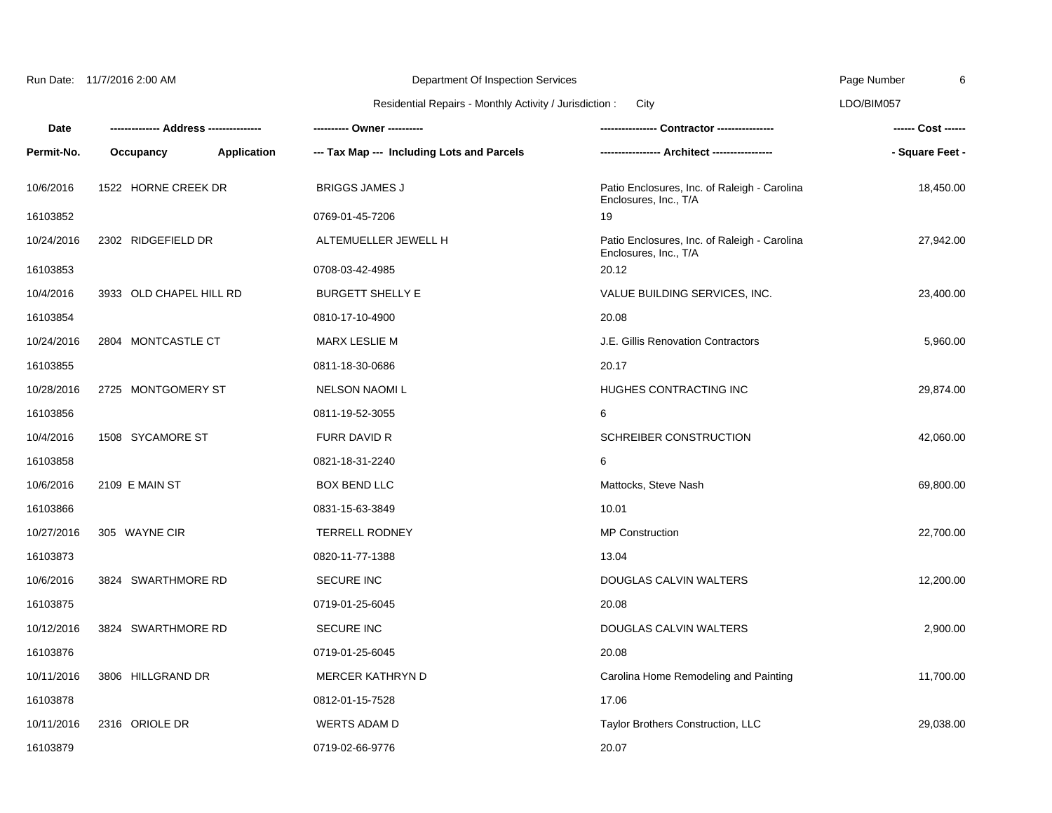Run Date: 11/7/2016 2:00 AM

Department Of Inspection Services

Residential Repairs - Monthly Activity / Jurisdiction : City

LDO/BIM057

| Date / Permit-No. | Address / Occupancy / Application | Owner / Tax Map --- Including Lots and Parcels | Contractor / Architect | Cost / Square Feet |
|---|---|---|---|---|
| 10/6/2016 | 1522 HORNE CREEK DR | BRIGGS JAMES J | Patio Enclosures, Inc. of Raleigh - Carolina Enclosures, Inc., T/A | 18,450.00 |
| 16103852 | | 0769-01-45-7206 | 19 | |
| 10/24/2016 | 2302 RIDGEFIELD DR | ALTEMUELLER JEWELL H | Patio Enclosures, Inc. of Raleigh - Carolina Enclosures, Inc., T/A | 27,942.00 |
| 16103853 | | 0708-03-42-4985 | 20.12 | |
| 10/4/2016 | 3933 OLD CHAPEL HILL RD | BURGETT SHELLY E | VALUE BUILDING SERVICES, INC. | 23,400.00 |
| 16103854 | | 0810-17-10-4900 | 20.08 | |
| 10/24/2016 | 2804 MONTCASTLE CT | MARX LESLIE M | J.E. Gillis Renovation Contractors | 5,960.00 |
| 16103855 | | 0811-18-30-0686 | 20.17 | |
| 10/28/2016 | 2725 MONTGOMERY ST | NELSON NAOMI L | HUGHES CONTRACTING INC | 29,874.00 |
| 16103856 | | 0811-19-52-3055 | 6 | |
| 10/4/2016 | 1508 SYCAMORE ST | FURR DAVID R | SCHREIBER CONSTRUCTION | 42,060.00 |
| 16103858 | | 0821-18-31-2240 | 6 | |
| 10/6/2016 | 2109 E MAIN ST | BOX BEND LLC | Mattocks, Steve Nash | 69,800.00 |
| 16103866 | | 0831-15-63-3849 | 10.01 | |
| 10/27/2016 | 305 WAYNE CIR | TERRELL RODNEY | MP Construction | 22,700.00 |
| 16103873 | | 0820-11-77-1388 | 13.04 | |
| 10/6/2016 | 3824 SWARTHMORE RD | SECURE INC | DOUGLAS CALVIN WALTERS | 12,200.00 |
| 16103875 | | 0719-01-25-6045 | 20.08 | |
| 10/12/2016 | 3824 SWARTHMORE RD | SECURE INC | DOUGLAS CALVIN WALTERS | 2,900.00 |
| 16103876 | | 0719-01-25-6045 | 20.08 | |
| 10/11/2016 | 3806 HILLGRAND DR | MERCER KATHRYN D | Carolina Home Remodeling and Painting | 11,700.00 |
| 16103878 | | 0812-01-15-7528 | 17.06 | |
| 10/11/2016 | 2316 ORIOLE DR | WERTS ADAM D | Taylor Brothers Construction, LLC | 29,038.00 |
| 16103879 | | 0719-02-66-9776 | 20.07 | |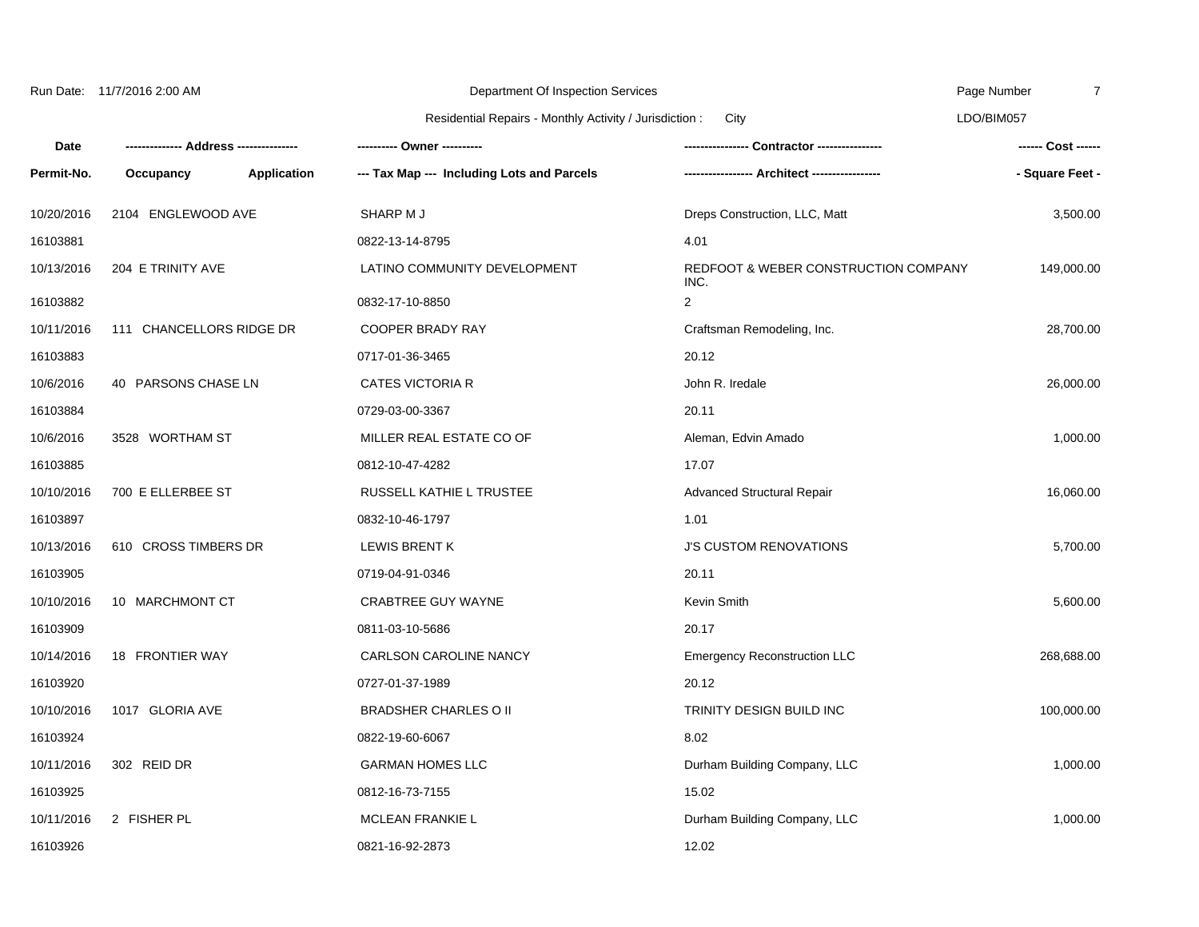Run Date: 11/7/2016 2:00 AM

Department Of Inspection Services

Residential Repairs - Monthly Activity / Jurisdiction : City

LDO/BIM057

| Date / Permit-No. | Address / Occupancy / Application | Owner / Tax Map --- Including Lots and Parcels | Contractor / Architect | Cost / Square Feet |
|---|---|---|---|---|
| 10/20/2016 | 2104 ENGLEWOOD AVE | SHARP M J | Dreps Construction, LLC, Matt | 3,500.00 |
| 16103881 | | 0822-13-14-8795 | 4.01 | |
| 10/13/2016 | 204 E TRINITY AVE | LATINO COMMUNITY DEVELOPMENT | REDFOOT & WEBER CONSTRUCTION COMPANY INC. | 149,000.00 |
| 16103882 | | 0832-17-10-8850 | 2 | |
| 10/11/2016 | 111 CHANCELLORS RIDGE DR | COOPER BRADY RAY | Craftsman Remodeling, Inc. | 28,700.00 |
| 16103883 | | 0717-01-36-3465 | 20.12 | |
| 10/6/2016 | 40 PARSONS CHASE LN | CATES VICTORIA R | John R. Iredale | 26,000.00 |
| 16103884 | | 0729-03-00-3367 | 20.11 | |
| 10/6/2016 | 3528 WORTHAM ST | MILLER REAL ESTATE CO OF | Aleman, Edvin Amado | 1,000.00 |
| 16103885 | | 0812-10-47-4282 | 17.07 | |
| 10/10/2016 | 700 E ELLERBEE ST | RUSSELL KATHIE L TRUSTEE | Advanced Structural Repair | 16,060.00 |
| 16103897 | | 0832-10-46-1797 | 1.01 | |
| 10/13/2016 | 610 CROSS TIMBERS DR | LEWIS BRENT K | J'S CUSTOM RENOVATIONS | 5,700.00 |
| 16103905 | | 0719-04-91-0346 | 20.11 | |
| 10/10/2016 | 10 MARCHMONT CT | CRABTREE GUY WAYNE | Kevin Smith | 5,600.00 |
| 16103909 | | 0811-03-10-5686 | 20.17 | |
| 10/14/2016 | 18 FRONTIER WAY | CARLSON CAROLINE NANCY | Emergency Reconstruction LLC | 268,688.00 |
| 16103920 | | 0727-01-37-1989 | 20.12 | |
| 10/10/2016 | 1017 GLORIA AVE | BRADSHER CHARLES O II | TRINITY DESIGN BUILD INC | 100,000.00 |
| 16103924 | | 0822-19-60-6067 | 8.02 | |
| 10/11/2016 | 302 REID DR | GARMAN HOMES LLC | Durham Building Company, LLC | 1,000.00 |
| 16103925 | | 0812-16-73-7155 | 15.02 | |
| 10/11/2016 | 2 FISHER PL | MCLEAN FRANKIE L | Durham Building Company, LLC | 1,000.00 |
| 16103926 | | 0821-16-92-2873 | 12.02 | |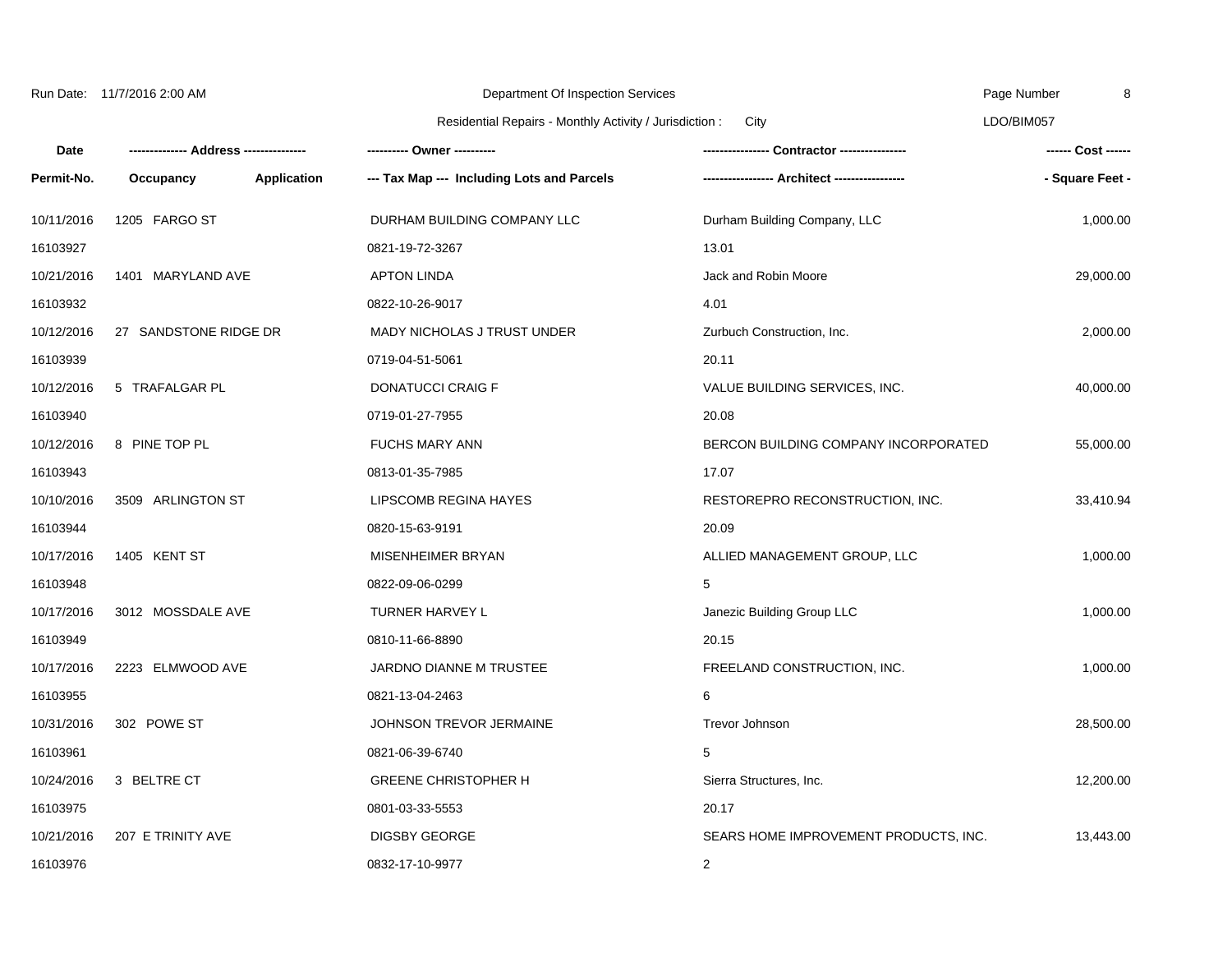Run Date: 11/7/2016 2:00 AM

Department Of Inspection Services

Residential Repairs - Monthly Activity / Jurisdiction : City

LDO/BIM057

| Date / Permit-No. | Address / Occupancy / Application | Owner / Tax Map --- Including Lots and Parcels | Contractor / Architect | Cost / Square Feet |
|---|---|---|---|---|
| 10/11/2016 | 1205 FARGO ST | DURHAM BUILDING COMPANY LLC | Durham Building Company, LLC | 1,000.00 |
| 16103927 | | 0821-19-72-3267 | 13.01 | |
| 10/21/2016 | 1401 MARYLAND AVE | APTON LINDA | Jack and Robin Moore | 29,000.00 |
| 16103932 | | 0822-10-26-9017 | 4.01 | |
| 10/12/2016 | 27 SANDSTONE RIDGE DR | MADY NICHOLAS J TRUST UNDER | Zurbuch Construction, Inc. | 2,000.00 |
| 16103939 | | 0719-04-51-5061 | 20.11 | |
| 10/12/2016 | 5 TRAFALGAR PL | DONATUCCI CRAIG F | VALUE BUILDING SERVICES, INC. | 40,000.00 |
| 16103940 | | 0719-01-27-7955 | 20.08 | |
| 10/12/2016 | 8 PINE TOP PL | FUCHS MARY ANN | BERCON BUILDING COMPANY INCORPORATED | 55,000.00 |
| 16103943 | | 0813-01-35-7985 | 17.07 | |
| 10/10/2016 | 3509 ARLINGTON ST | LIPSCOMB REGINA HAYES | RESTOREPRO RECONSTRUCTION, INC. | 33,410.94 |
| 16103944 | | 0820-15-63-9191 | 20.09 | |
| 10/17/2016 | 1405 KENT ST | MISENHEIMER BRYAN | ALLIED MANAGEMENT GROUP, LLC | 1,000.00 |
| 16103948 | | 0822-09-06-0299 | 5 | |
| 10/17/2016 | 3012 MOSSDALE AVE | TURNER HARVEY L | Janezic Building Group LLC | 1,000.00 |
| 16103949 | | 0810-11-66-8890 | 20.15 | |
| 10/17/2016 | 2223 ELMWOOD AVE | JARDNO DIANNE M TRUSTEE | FREELAND CONSTRUCTION, INC. | 1,000.00 |
| 16103955 | | 0821-13-04-2463 | 6 | |
| 10/31/2016 | 302 POWE ST | JOHNSON TREVOR JERMAINE | Trevor Johnson | 28,500.00 |
| 16103961 | | 0821-06-39-6740 | 5 | |
| 10/24/2016 | 3 BELTRE CT | GREENE CHRISTOPHER H | Sierra Structures, Inc. | 12,200.00 |
| 16103975 | | 0801-03-33-5553 | 20.17 | |
| 10/21/2016 | 207 E TRINITY AVE | DIGSBY GEORGE | SEARS HOME IMPROVEMENT PRODUCTS, INC. | 13,443.00 |
| 16103976 | | 0832-17-10-9977 | 2 | |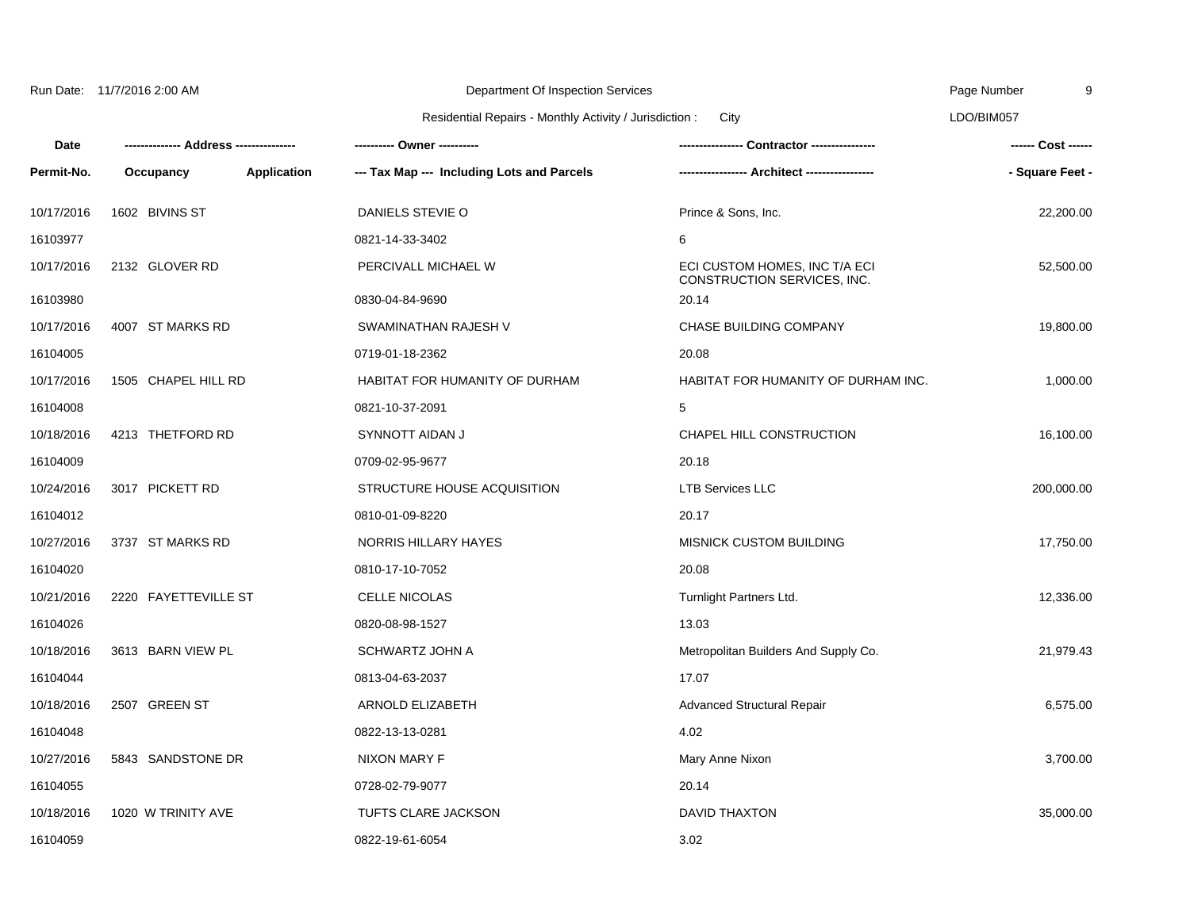Run Date: 11/7/2016 2:00 AM

Department Of Inspection Services

Residential Repairs - Monthly Activity / Jurisdiction : City

LDO/BIM057

| Date / Permit-No. | Address / Occupancy / Application | Owner / Tax Map --- Including Lots and Parcels | Contractor / Architect | Cost / Square Feet |
|---|---|---|---|---|
| 10/17/2016 | 1602 BIVINS ST | DANIELS STEVIE O | Prince & Sons, Inc. | 22,200.00 |
| 16103977 | | 0821-14-33-3402 | 6 | |
| 10/17/2016 | 2132 GLOVER RD | PERCIVALL MICHAEL W | ECI CUSTOM HOMES, INC T/A ECI CONSTRUCTION SERVICES, INC. | 52,500.00 |
| 16103980 | | 0830-04-84-9690 | 20.14 | |
| 10/17/2016 | 4007 ST MARKS RD | SWAMINATHAN RAJESH V | CHASE BUILDING COMPANY | 19,800.00 |
| 16104005 | | 0719-01-18-2362 | 20.08 | |
| 10/17/2016 | 1505 CHAPEL HILL RD | HABITAT FOR HUMANITY OF DURHAM | HABITAT FOR HUMANITY OF DURHAM INC. | 1,000.00 |
| 16104008 | | 0821-10-37-2091 | 5 | |
| 10/18/2016 | 4213 THETFORD RD | SYNNOTT AIDAN J | CHAPEL HILL CONSTRUCTION | 16,100.00 |
| 16104009 | | 0709-02-95-9677 | 20.18 | |
| 10/24/2016 | 3017 PICKETT RD | STRUCTURE HOUSE ACQUISITION | LTB Services LLC | 200,000.00 |
| 16104012 | | 0810-01-09-8220 | 20.17 | |
| 10/27/2016 | 3737 ST MARKS RD | NORRIS HILLARY HAYES | MISNICK CUSTOM BUILDING | 17,750.00 |
| 16104020 | | 0810-17-10-7052 | 20.08 | |
| 10/21/2016 | 2220 FAYETTEVILLE ST | CELLE NICOLAS | Turnlight Partners Ltd. | 12,336.00 |
| 16104026 | | 0820-08-98-1527 | 13.03 | |
| 10/18/2016 | 3613 BARN VIEW PL | SCHWARTZ JOHN A | Metropolitan Builders And Supply Co. | 21,979.43 |
| 16104044 | | 0813-04-63-2037 | 17.07 | |
| 10/18/2016 | 2507 GREEN ST | ARNOLD ELIZABETH | Advanced Structural Repair | 6,575.00 |
| 16104048 | | 0822-13-13-0281 | 4.02 | |
| 10/27/2016 | 5843 SANDSTONE DR | NIXON MARY F | Mary Anne Nixon | 3,700.00 |
| 16104055 | | 0728-02-79-9077 | 20.14 | |
| 10/18/2016 | 1020 W TRINITY AVE | TUFTS CLARE JACKSON | DAVID THAXTON | 35,000.00 |
| 16104059 | | 0822-19-61-6054 | 3.02 | |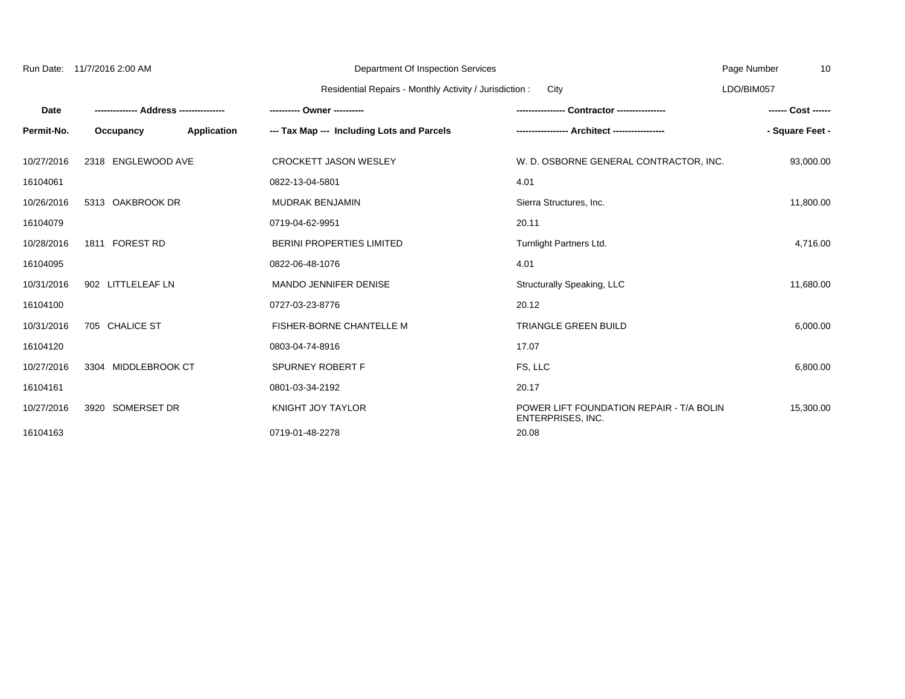Run Date: 11/7/2016 2:00 AM

Department Of Inspection Services

Residential Repairs - Monthly Activity / Jurisdiction : City

LDO/BIM057

| Date / Permit-No. | Address / Occupancy / Application | Owner / Tax Map Including Lots and Parcels | Contractor / Architect | Cost / Square Feet |
|---|---|---|---|---|
| 10/27/2016 | 2318 ENGLEWOOD AVE | CROCKETT JASON WESLEY | W. D. OSBORNE GENERAL CONTRACTOR, INC. | 93,000.00 |
| 16104061 | | 0822-13-04-5801 | 4.01 | |
| 10/26/2016 | 5313 OAKBROOK DR | MUDRAK BENJAMIN | Sierra Structures, Inc. | 11,800.00 |
| 16104079 | | 0719-04-62-9951 | 20.11 | |
| 10/28/2016 | 1811 FOREST RD | BERINI PROPERTIES LIMITED | Turnlight Partners Ltd. | 4,716.00 |
| 16104095 | | 0822-06-48-1076 | 4.01 | |
| 10/31/2016 | 902 LITTLELEAF LN | MANDO JENNIFER DENISE | Structurally Speaking, LLC | 11,680.00 |
| 16104100 | | 0727-03-23-8776 | 20.12 | |
| 10/31/2016 | 705 CHALICE ST | FISHER-BORNE CHANTELLE M | TRIANGLE GREEN BUILD | 6,000.00 |
| 16104120 | | 0803-04-74-8916 | 17.07 | |
| 10/27/2016 | 3304 MIDDLEBROOK CT | SPURNEY ROBERT F | FS, LLC | 6,800.00 |
| 16104161 | | 0801-03-34-2192 | 20.17 | |
| 10/27/2016 | 3920 SOMERSET DR | KNIGHT JOY TAYLOR | POWER LIFT FOUNDATION REPAIR - T/A BOLIN ENTERPRISES, INC. | 15,300.00 |
| 16104163 | | 0719-01-48-2278 | 20.08 | |